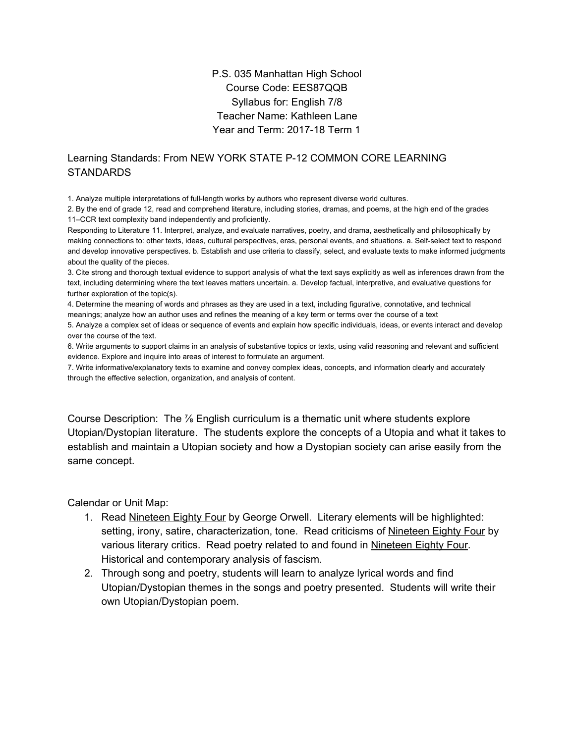P.S. 035 Manhattan High School
Course Code: EES87QQB
Syllabus for: English 7/8
Teacher Name: Kathleen Lane
Year and Term: 2017-18 Term 1

## Learning Standards: From NEW YORK STATE P-12 COMMON CORE LEARNING STANDARDS

1. Analyze multiple interpretations of full-length works by authors who represent diverse world cultures.
2. By the end of grade 12, read and comprehend literature, including stories, dramas, and poems, at the high end of the grades 11–CCR text complexity band independently and proficiently.

Responding to Literature 11. Interpret, analyze, and evaluate narratives, poetry, and drama, aesthetically and philosophically by making connections to: other texts, ideas, cultural perspectives, eras, personal events, and situations. a. Self-select text to respond and develop innovative perspectives. b. Establish and use criteria to classify, select, and evaluate texts to make informed judgments about the quality of the pieces.

3. Cite strong and thorough textual evidence to support analysis of what the text says explicitly as well as inferences drawn from the text, including determining where the text leaves matters uncertain. a. Develop factual, interpretive, and evaluative questions for further exploration of the topic(s).
4. Determine the meaning of words and phrases as they are used in a text, including figurative, connotative, and technical meanings; analyze how an author uses and refines the meaning of a key term or terms over the course of a text
5. Analyze a complex set of ideas or sequence of events and explain how specific individuals, ideas, or events interact and develop over the course of the text.
6. Write arguments to support claims in an analysis of substantive topics or texts, using valid reasoning and relevant and sufficient evidence. Explore and inquire into areas of interest to formulate an argument.
7. Write informative/explanatory texts to examine and convey complex ideas, concepts, and information clearly and accurately through the effective selection, organization, and analysis of content.

Course Description: The ⅞ English curriculum is a thematic unit where students explore Utopian/Dystopian literature. The students explore the concepts of a Utopia and what it takes to establish and maintain a Utopian society and how a Dystopian society can arise easily from the same concept.

Calendar or Unit Map:

1. Read Nineteen Eighty Four by George Orwell. Literary elements will be highlighted: setting, irony, satire, characterization, tone. Read criticisms of Nineteen Eighty Four by various literary critics. Read poetry related to and found in Nineteen Eighty Four. Historical and contemporary analysis of fascism.
2. Through song and poetry, students will learn to analyze lyrical words and find Utopian/Dystopian themes in the songs and poetry presented. Students will write their own Utopian/Dystopian poem.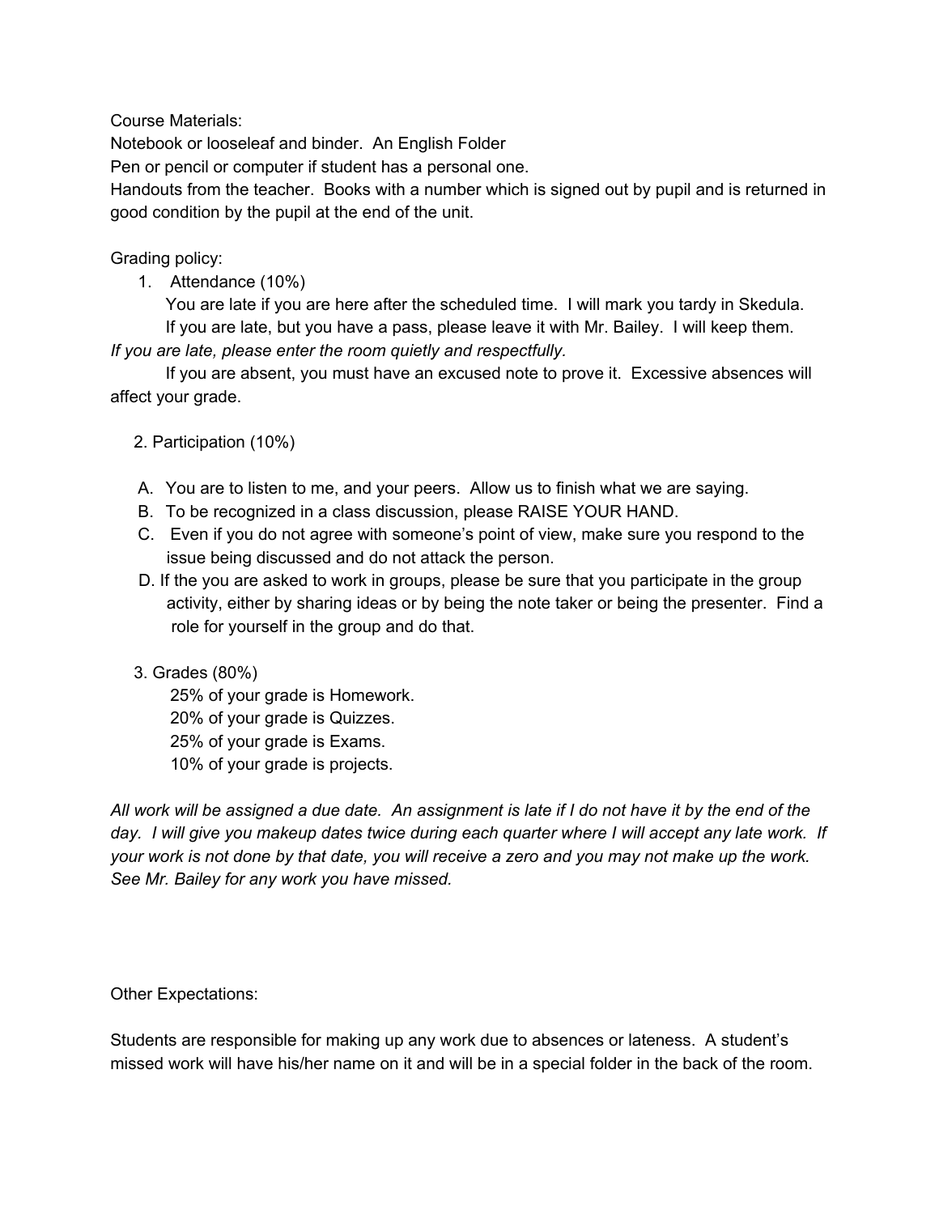Course Materials:

Notebook or looseleaf and binder. An English Folder

Pen or pencil or computer if student has a personal one.

Handouts from the teacher. Books with a number which is signed out by pupil and is returned in good condition by the pupil at the end of the unit.

Grading policy:

1. Attendance (10%)

   You are late if you are here after the scheduled time. I will mark you tardy in Skedula.

   If you are late, but you have a pass, please leave it with Mr. Bailey. I will keep them.

*If you are late, please enter the room quietly and respectfully.*

If you are absent, you must have an excused note to prove it. Excessive absences will affect your grade.

2. Participation (10%)

   A. You are to listen to me, and your peers. Allow us to finish what we are saying.
   B. To be recognized in a class discussion, please RAISE YOUR HAND.
   C. Even if you do not agree with someone's point of view, make sure you respond to the issue being discussed and do not attack the person.
   D. If the you are asked to work in groups, please be sure that you participate in the group activity, either by sharing ideas or by being the note taker or being the presenter. Find a role for yourself in the group and do that.

3. Grades (80%)

   25% of your grade is Homework.

   20% of your grade is Quizzes.

   25% of your grade is Exams.

   10% of your grade is projects.

*All work will be assigned a due date. An assignment is late if I do not have it by the end of the day. I will give you makeup dates twice during each quarter where I will accept any late work. If your work is not done by that date, you will receive a zero and you may not make up the work. See Mr. Bailey for any work you have missed.*

Other Expectations:

Students are responsible for making up any work due to absences or lateness. A student's missed work will have his/her name on it and will be in a special folder in the back of the room.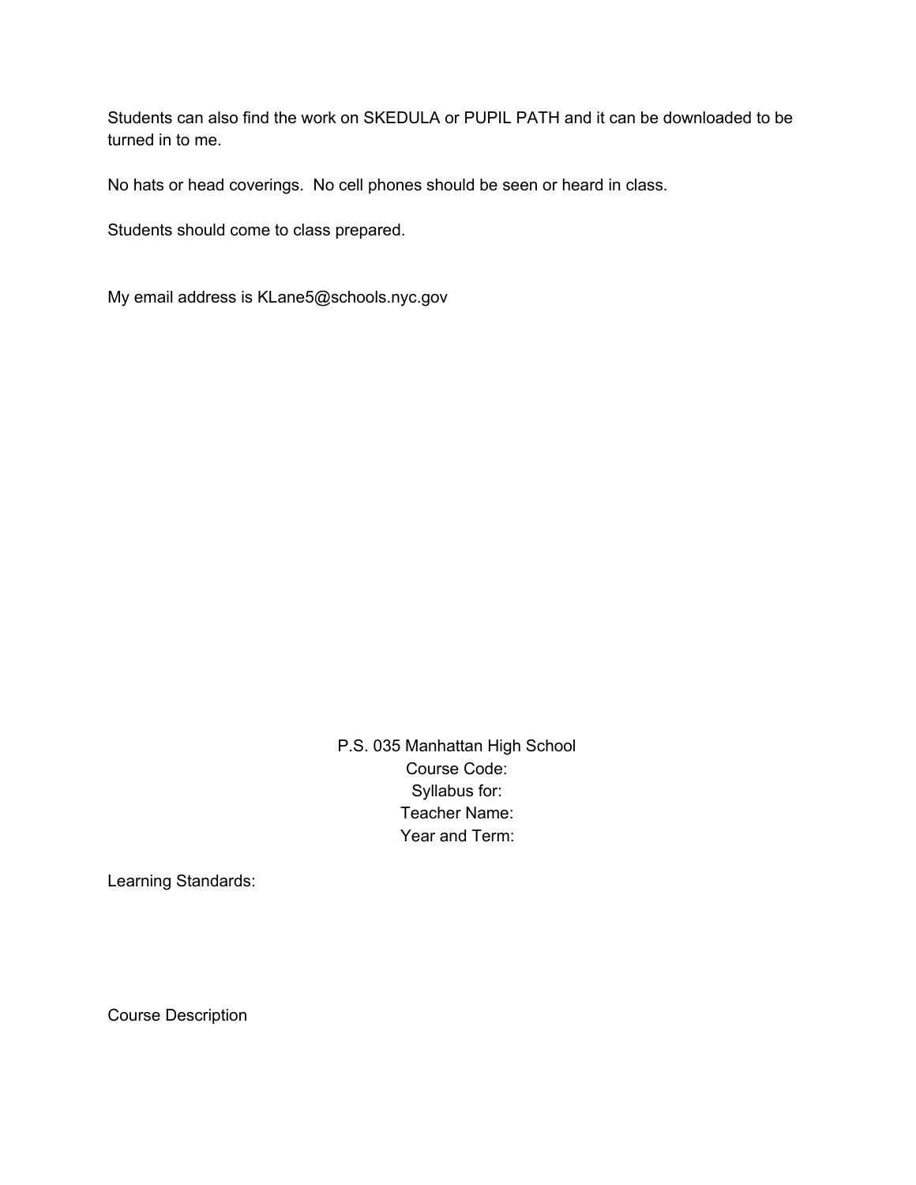Students can also find the work on SKEDULA or PUPIL PATH and it can be downloaded to be turned in to me.

No hats or head coverings. No cell phones should be seen or heard in class.

Students should come to class prepared.

My email address is KLane5@schools.nyc.gov

P.S. 035 Manhattan High School
Course Code:
Syllabus for:
Teacher Name:
Year and Term:

Learning Standards:

Course Description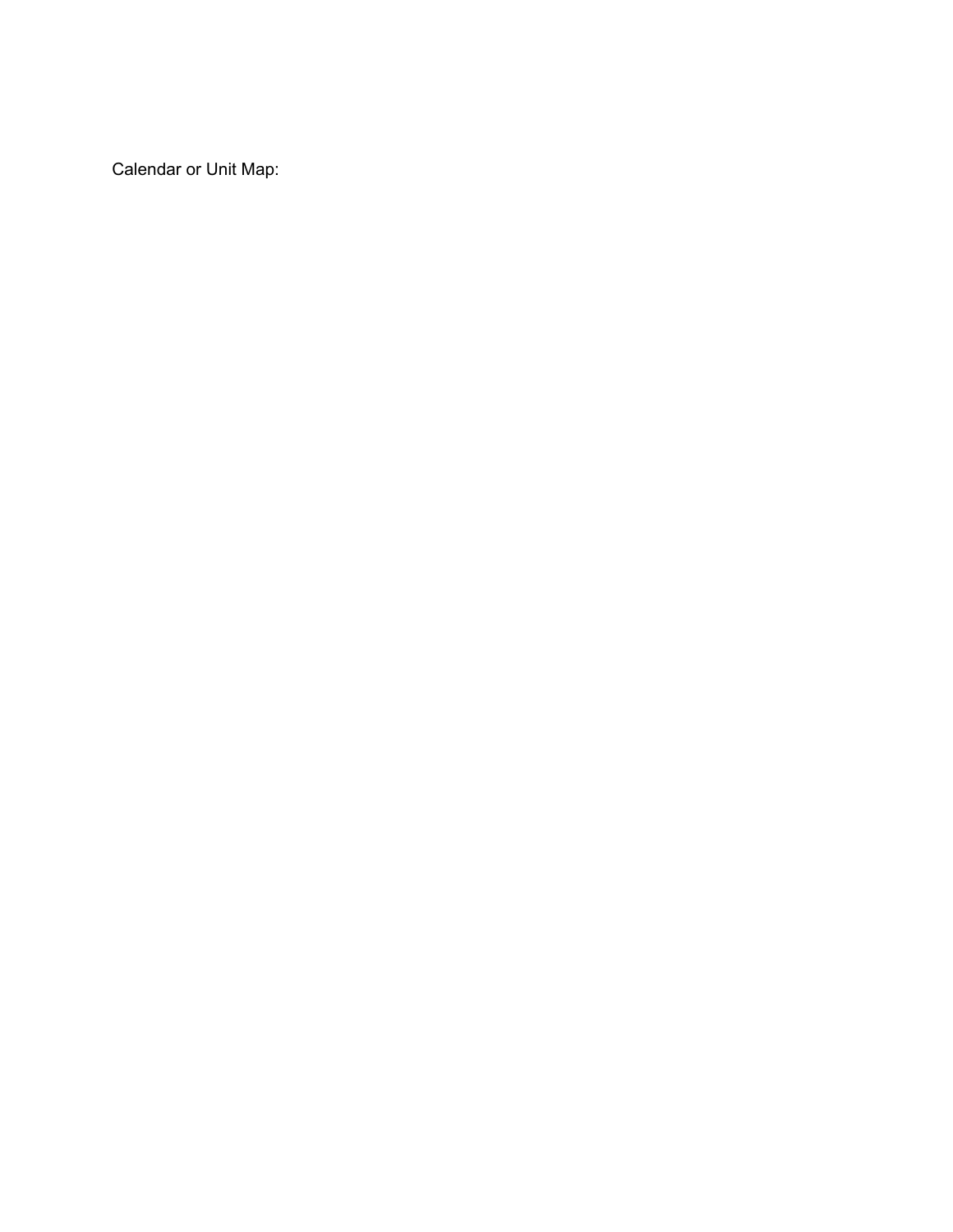Calendar or Unit Map: